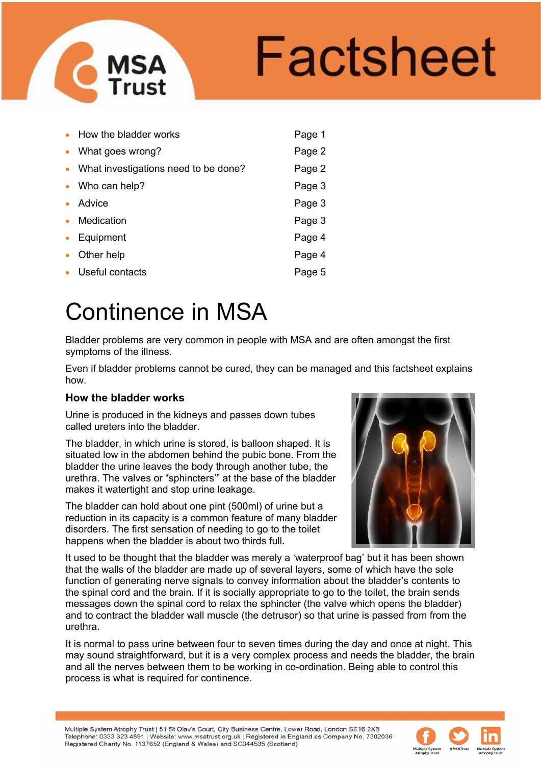# Factsheet

- How the bladder works — Page 1
- What goes wrong? — Page 2
- What investigations need to be done? — Page 2
- Who can help? — Page 3
- Advice — Page 3
- Medication — Page 3
- Equipment — Page 4
- Other help — Page 4
- Useful contacts — Page 5

# Continence in MSA

Bladder problems are very common in people with MSA and are often amongst the first symptoms of the illness.

Even if bladder problems cannot be cured, they can be managed and this factsheet explains how.

### How the bladder works

Urine is produced in the kidneys and passes down tubes called ureters into the bladder.

The bladder, in which urine is stored, is balloon shaped. It is situated low in the abdomen behind the pubic bone. From the bladder the urine leaves the body through another tube, the urethra. The valves or "sphincters'" at the base of the bladder makes it watertight and stop urine leakage.

The bladder can hold about one pint (500ml) of urine but a reduction in its capacity is a common feature of many bladder disorders. The first sensation of needing to go to the toilet happens when the bladder is about two thirds full.

It used to be thought that the bladder was merely a 'waterproof bag' but it has been shown that the walls of the bladder are made up of several layers, some of which have the sole function of generating nerve signals to convey information about the bladder's contents to the spinal cord and the brain. If it is socially appropriate to go to the toilet, the brain sends messages down the spinal cord to relax the sphincter (the valve which opens the bladder) and to contract the bladder wall muscle (the detrusor) so that urine is passed from from the urethra.

It is normal to pass urine between four to seven times during the day and once at night. This may sound straightforward, but it is a very complex process and needs the bladder, the brain and all the nerves between them to be working in co-ordination. Being able to control this process is what is required for continence.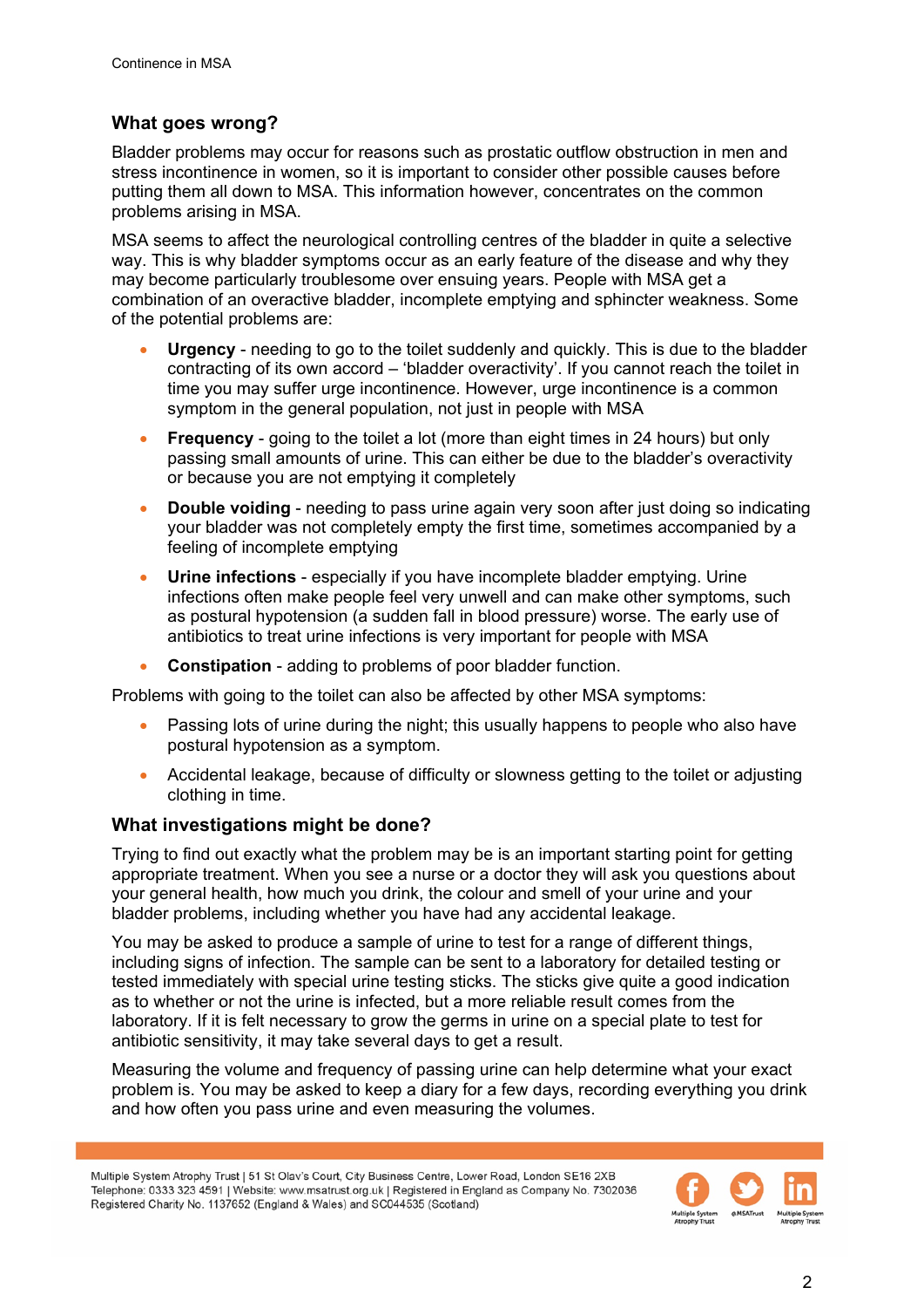## What goes wrong?

Bladder problems may occur for reasons such as prostatic outflow obstruction in men and stress incontinence in women, so it is important to consider other possible causes before putting them all down to MSA. This information however, concentrates on the common problems arising in MSA.

MSA seems to affect the neurological controlling centres of the bladder in quite a selective way. This is why bladder symptoms occur as an early feature of the disease and why they may become particularly troublesome over ensuing years. People with MSA get a combination of an overactive bladder, incomplete emptying and sphincter weakness. Some of the potential problems are:

- **Urgency** - needing to go to the toilet suddenly and quickly. This is due to the bladder contracting of its own accord – 'bladder overactivity'. If you cannot reach the toilet in time you may suffer urge incontinence. However, urge incontinence is a common symptom in the general population, not just in people with MSA
- **Frequency** - going to the toilet a lot (more than eight times in 24 hours) but only passing small amounts of urine. This can either be due to the bladder's overactivity or because you are not emptying it completely
- **Double voiding** - needing to pass urine again very soon after just doing so indicating your bladder was not completely empty the first time, sometimes accompanied by a feeling of incomplete emptying
- **Urine infections** - especially if you have incomplete bladder emptying. Urine infections often make people feel very unwell and can make other symptoms, such as postural hypotension (a sudden fall in blood pressure) worse. The early use of antibiotics to treat urine infections is very important for people with MSA
- **Constipation** - adding to problems of poor bladder function.

Problems with going to the toilet can also be affected by other MSA symptoms:

- Passing lots of urine during the night; this usually happens to people who also have postural hypotension as a symptom.
- Accidental leakage, because of difficulty or slowness getting to the toilet or adjusting clothing in time.

## What investigations might be done?

Trying to find out exactly what the problem may be is an important starting point for getting appropriate treatment. When you see a nurse or a doctor they will ask you questions about your general health, how much you drink, the colour and smell of your urine and your bladder problems, including whether you have had any accidental leakage.

You may be asked to produce a sample of urine to test for a range of different things, including signs of infection. The sample can be sent to a laboratory for detailed testing or tested immediately with special urine testing sticks. The sticks give quite a good indication as to whether or not the urine is infected, but a more reliable result comes from the laboratory. If it is felt necessary to grow the germs in urine on a special plate to test for antibiotic sensitivity, it may take several days to get a result.

Measuring the volume and frequency of passing urine can help determine what your exact problem is. You may be asked to keep a diary for a few days, recording everything you drink and how often you pass urine and even measuring the volumes.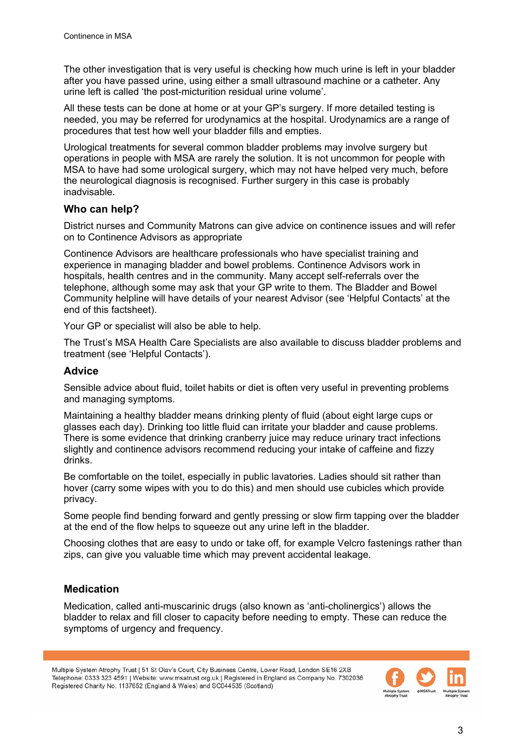The other investigation that is very useful is checking how much urine is left in your bladder after you have passed urine, using either a small ultrasound machine or a catheter. Any urine left is called 'the post-micturition residual urine volume'.

All these tests can be done at home or at your GP's surgery. If more detailed testing is needed, you may be referred for urodynamics at the hospital. Urodynamics are a range of procedures that test how well your bladder fills and empties.

Urological treatments for several common bladder problems may involve surgery but operations in people with MSA are rarely the solution. It is not uncommon for people with MSA to have had some urological surgery, which may not have helped very much, before the neurological diagnosis is recognised. Further surgery in this case is probably inadvisable.

## Who can help?

District nurses and Community Matrons can give advice on continence issues and will refer on to Continence Advisors as appropriate

Continence Advisors are healthcare professionals who have specialist training and experience in managing bladder and bowel problems. Continence Advisors work in hospitals, health centres and in the community. Many accept self-referrals over the telephone, although some may ask that your GP write to them. The Bladder and Bowel Community helpline will have details of your nearest Advisor (see 'Helpful Contacts' at the end of this factsheet).

Your GP or specialist will also be able to help.

The Trust's MSA Health Care Specialists are also available to discuss bladder problems and treatment (see 'Helpful Contacts').

## Advice

Sensible advice about fluid, toilet habits or diet is often very useful in preventing problems and managing symptoms.

Maintaining a healthy bladder means drinking plenty of fluid (about eight large cups or glasses each day). Drinking too little fluid can irritate your bladder and cause problems. There is some evidence that drinking cranberry juice may reduce urinary tract infections slightly and continence advisors recommend reducing your intake of caffeine and fizzy drinks.

Be comfortable on the toilet, especially in public lavatories. Ladies should sit rather than hover (carry some wipes with you to do this) and men should use cubicles which provide privacy.

Some people find bending forward and gently pressing or slow firm tapping over the bladder at the end of the flow helps to squeeze out any urine left in the bladder.

Choosing clothes that are easy to undo or take off, for example Velcro fastenings rather than zips, can give you valuable time which may prevent accidental leakage.

## Medication

Medication, called anti-muscarinic drugs (also known as 'anti-cholinergics') allows the bladder to relax and fill closer to capacity before needing to empty. These can reduce the symptoms of urgency and frequency.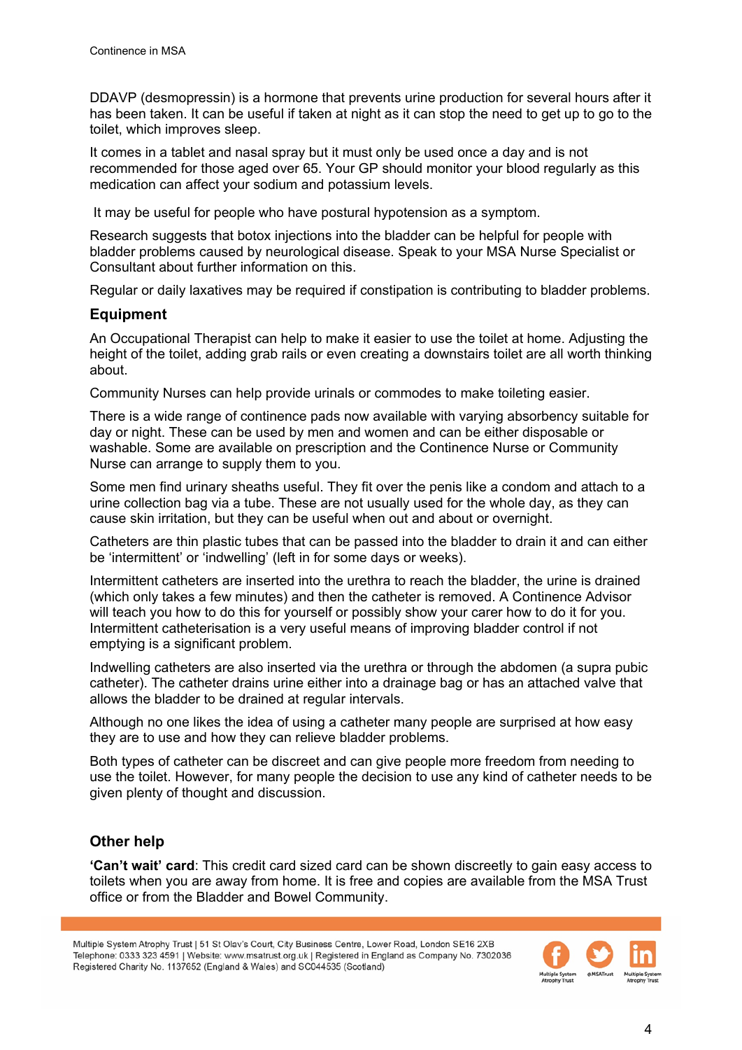DDAVP (desmopressin) is a hormone that prevents urine production for several hours after it has been taken. It can be useful if taken at night as it can stop the need to get up to go to the toilet, which improves sleep.

It comes in a tablet and nasal spray but it must only be used once a day and is not recommended for those aged over 65. Your GP should monitor your blood regularly as this medication can affect your sodium and potassium levels.

It may be useful for people who have postural hypotension as a symptom.

Research suggests that botox injections into the bladder can be helpful for people with bladder problems caused by neurological disease. Speak to your MSA Nurse Specialist or Consultant about further information on this.

Regular or daily laxatives may be required if constipation is contributing to bladder problems.

## Equipment

An Occupational Therapist can help to make it easier to use the toilet at home. Adjusting the height of the toilet, adding grab rails or even creating a downstairs toilet are all worth thinking about.

Community Nurses can help provide urinals or commodes to make toileting easier.

There is a wide range of continence pads now available with varying absorbency suitable for day or night. These can be used by men and women and can be either disposable or washable. Some are available on prescription and the Continence Nurse or Community Nurse can arrange to supply them to you.

Some men find urinary sheaths useful. They fit over the penis like a condom and attach to a urine collection bag via a tube. These are not usually used for the whole day, as they can cause skin irritation, but they can be useful when out and about or overnight.

Catheters are thin plastic tubes that can be passed into the bladder to drain it and can either be 'intermittent' or 'indwelling' (left in for some days or weeks).

Intermittent catheters are inserted into the urethra to reach the bladder, the urine is drained (which only takes a few minutes) and then the catheter is removed. A Continence Advisor will teach you how to do this for yourself or possibly show your carer how to do it for you. Intermittent catheterisation is a very useful means of improving bladder control if not emptying is a significant problem.

Indwelling catheters are also inserted via the urethra or through the abdomen (a supra pubic catheter). The catheter drains urine either into a drainage bag or has an attached valve that allows the bladder to be drained at regular intervals.

Although no one likes the idea of using a catheter many people are surprised at how easy they are to use and how they can relieve bladder problems.

Both types of catheter can be discreet and can give people more freedom from needing to use the toilet. However, for many people the decision to use any kind of catheter needs to be given plenty of thought and discussion.

## Other help

**'Can't wait' card**: This credit card sized card can be shown discreetly to gain easy access to toilets when you are away from home. It is free and copies are available from the MSA Trust office or from the Bladder and Bowel Community.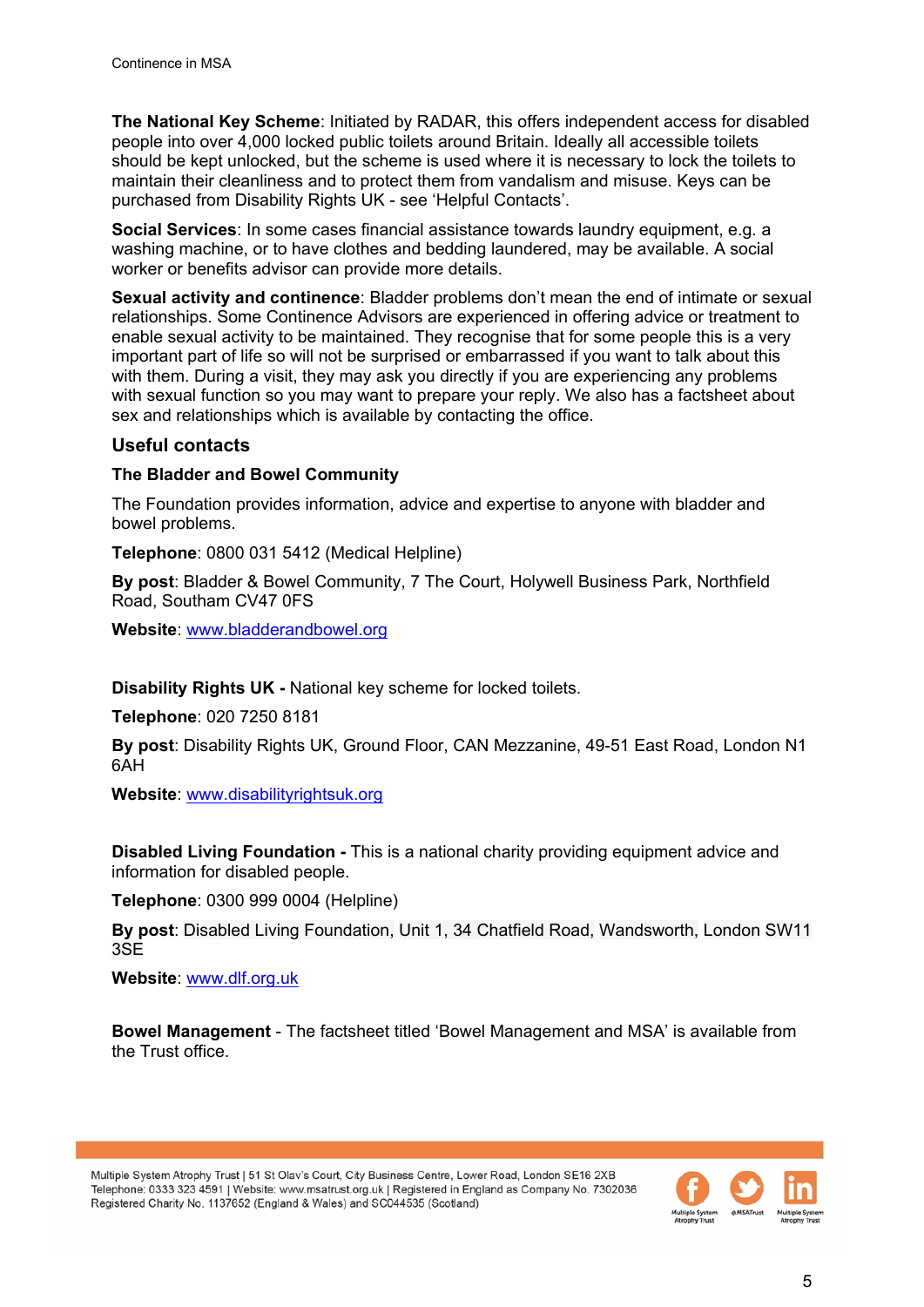**The National Key Scheme**: Initiated by RADAR, this offers independent access for disabled people into over 4,000 locked public toilets around Britain. Ideally all accessible toilets should be kept unlocked, but the scheme is used where it is necessary to lock the toilets to maintain their cleanliness and to protect them from vandalism and misuse. Keys can be purchased from Disability Rights UK - see 'Helpful Contacts'.

**Social Services**: In some cases financial assistance towards laundry equipment, e.g. a washing machine, or to have clothes and bedding laundered, may be available. A social worker or benefits advisor can provide more details.

**Sexual activity and continence**: Bladder problems don't mean the end of intimate or sexual relationships. Some Continence Advisors are experienced in offering advice or treatment to enable sexual activity to be maintained. They recognise that for some people this is a very important part of life so will not be surprised or embarrassed if you want to talk about this with them. During a visit, they may ask you directly if you are experiencing any problems with sexual function so you may want to prepare your reply. We also has a factsheet about sex and relationships which is available by contacting the office.

## Useful contacts

### The Bladder and Bowel Community

The Foundation provides information, advice and expertise to anyone with bladder and bowel problems.

**Telephone**: 0800 031 5412 (Medical Helpline)

**By post**: Bladder & Bowel Community, 7 The Court, Holywell Business Park, Northfield Road, Southam CV47 0FS

**Website**: www.bladderandbowel.org

**Disability Rights UK -** National key scheme for locked toilets.

**Telephone**: 020 7250 8181

**By post**: Disability Rights UK, Ground Floor, CAN Mezzanine, 49-51 East Road, London N1 6AH

**Website**: www.disabilityrightsuk.org

**Disabled Living Foundation -** This is a national charity providing equipment advice and information for disabled people.

**Telephone**: 0300 999 0004 (Helpline)

**By post**: Disabled Living Foundation, Unit 1, 34 Chatfield Road, Wandsworth, London SW11 3SE

**Website**: www.dlf.org.uk

**Bowel Management** - The factsheet titled 'Bowel Management and MSA' is available from the Trust office.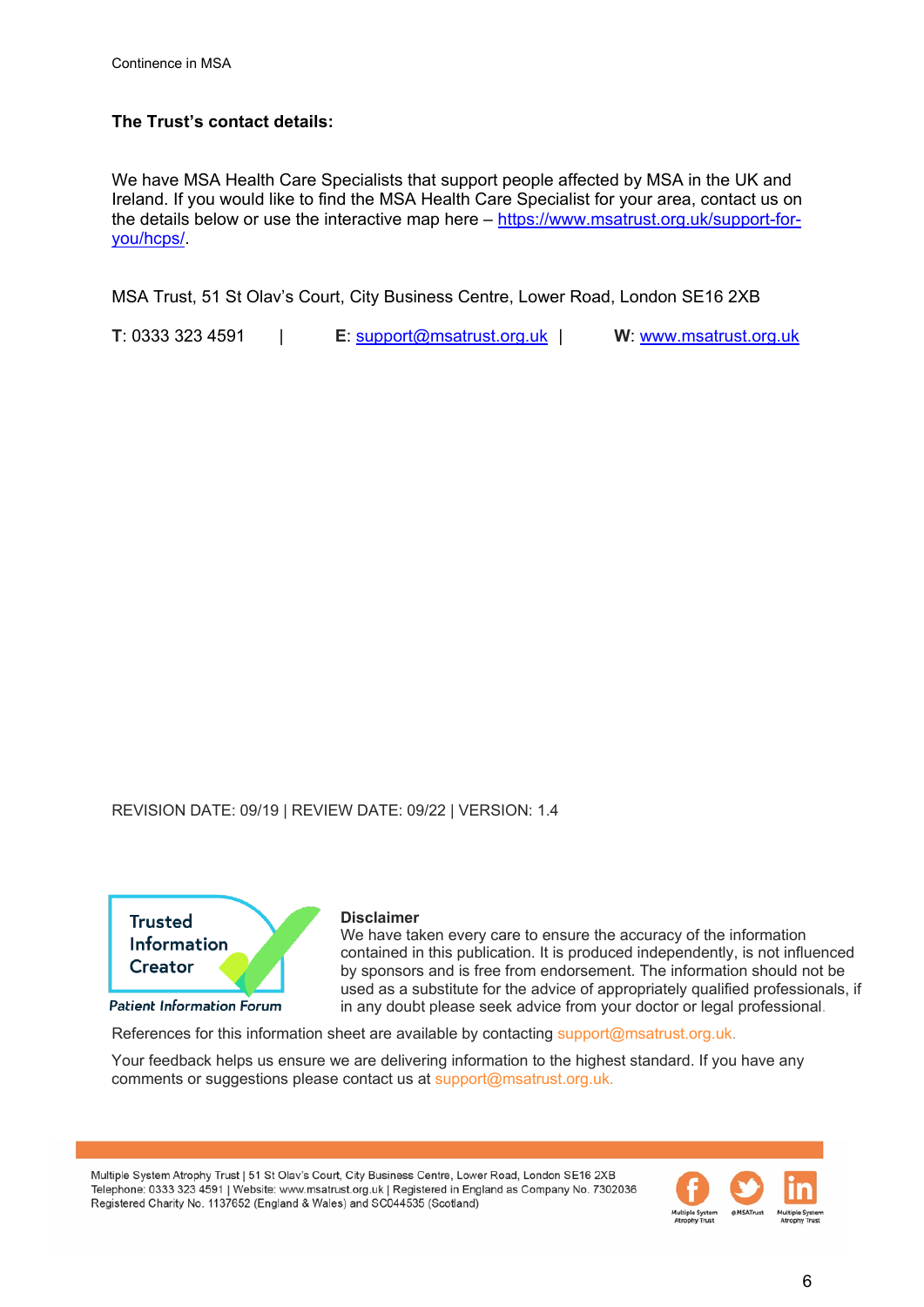**The Trust's contact details:**

We have MSA Health Care Specialists that support people affected by MSA in the UK and Ireland. If you would like to find the MSA Health Care Specialist for your area, contact us on the details below or use the interactive map here – https://www.msatrust.org.uk/support-for-you/hcps/.

MSA Trust, 51 St Olav's Court, City Business Centre, Lower Road, London SE16 2XB

**T**: 0333 323 4591 | **E**: support@msatrust.org.uk | **W**: www.msatrust.org.uk

REVISION DATE: 09/19 | REVIEW DATE: 09/22 | VERSION: 1.4

Trusted Information Creator

*Patient Information Forum*

**Disclaimer**
We have taken every care to ensure the accuracy of the information contained in this publication. It is produced independently, is not influenced by sponsors and is free from endorsement. The information should not be used as a substitute for the advice of appropriately qualified professionals, if in any doubt please seek advice from your doctor or legal professional.

References for this information sheet are available by contacting support@msatrust.org.uk.

Your feedback helps us ensure we are delivering information to the highest standard. If you have any comments or suggestions please contact us at support@msatrust.org.uk.

Multiple System Atrophy Trust | 51 St Olav's Court, City Business Centre, Lower Road, London SE16 2XB
Telephone: 0333 323 4591 | Website: www.msatrust.org.uk | Registered in England as Company No. 7302036
Registered Charity No. 1137652 (England & Wales) and SC044535 (Scotland)

Multiple System Atrophy Trust | @MSATrust | Multiple System Atrophy Trust